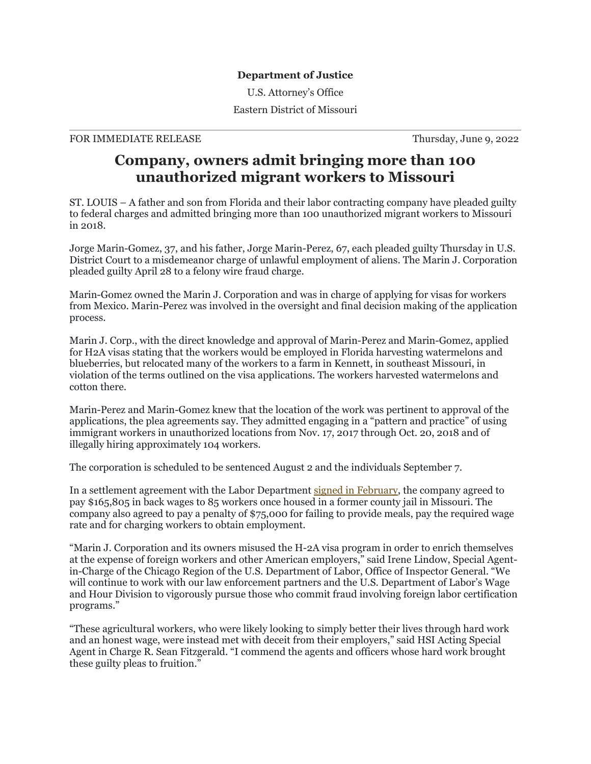**Department of Justice**

U.S. Attorney's Office

Eastern District of Missouri

FOR IMMEDIATE RELEASE Thursday, June 9, 2022

# Company, owners admit bringing more than 100 unauthorized migrant workers to Missouri

ST. LOUIS – A father and son from Florida and their labor contracting company have pleaded guilty to federal charges and admitted bringing more than 100 unauthorized migrant workers to Missouri in 2018.

Jorge Marin-Gomez, 37, and his father, Jorge Marin-Perez, 67, each pleaded guilty Thursday in U.S. District Court to a misdemeanor charge of unlawful employment of aliens. The Marin J. Corporation pleaded guilty April 28 to a felony wire fraud charge.

Marin-Gomez owned the Marin J. Corporation and was in charge of applying for visas for workers from Mexico. Marin-Perez was involved in the oversight and final decision making of the application process.

Marin J. Corp., with the direct knowledge and approval of Marin-Perez and Marin-Gomez, applied for H2A visas stating that the workers would be employed in Florida harvesting watermelons and blueberries, but relocated many of the workers to a farm in Kennett, in southeast Missouri, in violation of the terms outlined on the visa applications. The workers harvested watermelons and cotton there.

Marin-Perez and Marin-Gomez knew that the location of the work was pertinent to approval of the applications, the plea agreements say. They admitted engaging in a "pattern and practice" of using immigrant workers in unauthorized locations from Nov. 17, 2017 through Oct. 20, 2018 and of illegally hiring approximately 104 workers.

The corporation is scheduled to be sentenced August 2 and the individuals September 7.

In a settlement agreement with the Labor Department signed in February, the company agreed to pay $165,805 in back wages to 85 workers once housed in a former county jail in Missouri. The company also agreed to pay a penalty of $75,000 for failing to provide meals, pay the required wage rate and for charging workers to obtain employment.

"Marin J. Corporation and its owners misused the H-2A visa program in order to enrich themselves at the expense of foreign workers and other American employers," said Irene Lindow, Special Agent-in-Charge of the Chicago Region of the U.S. Department of Labor, Office of Inspector General. "We will continue to work with our law enforcement partners and the U.S. Department of Labor's Wage and Hour Division to vigorously pursue those who commit fraud involving foreign labor certification programs."

"These agricultural workers, who were likely looking to simply better their lives through hard work and an honest wage, were instead met with deceit from their employers," said HSI Acting Special Agent in Charge R. Sean Fitzgerald. "I commend the agents and officers whose hard work brought these guilty pleas to fruition."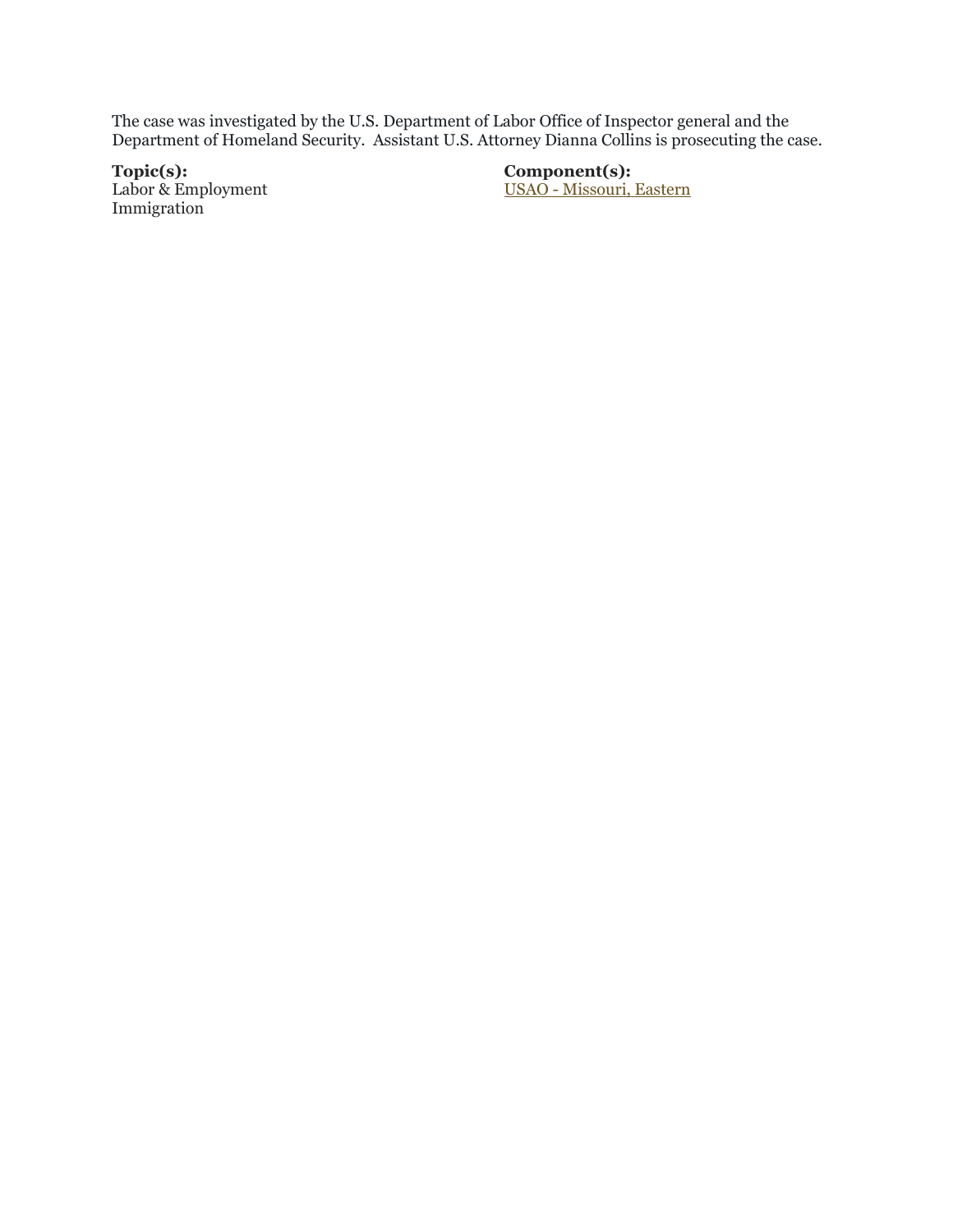The case was investigated by the U.S. Department of Labor Office of Inspector general and the Department of Homeland Security. Assistant U.S. Attorney Dianna Collins is prosecuting the case.

**Topic(s):**
Labor & Employment
Immigration

**Component(s):**
USAO - Missouri, Eastern